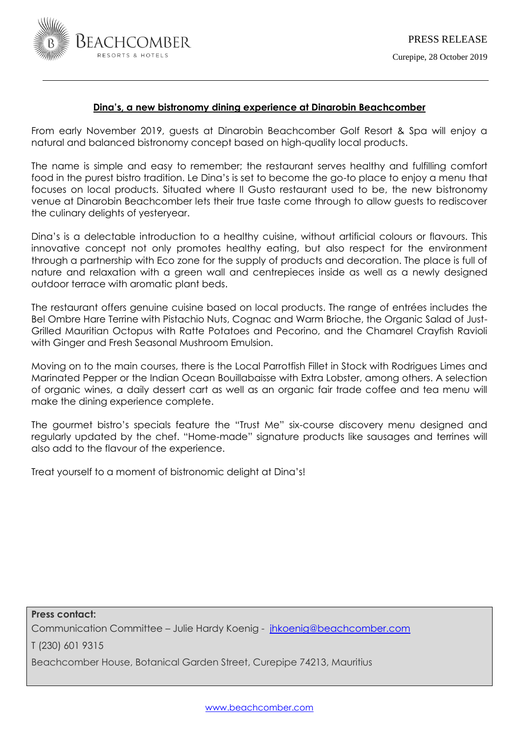BEACHCOMBER
RESORTS & HOTELS

PRESS RELEASE

Curepipe, 28 October 2019

---

## Dina's, a new bistronomy dining experience at Dinarobin Beachcomber

From early November 2019, guests at Dinarobin Beachcomber Golf Resort & Spa will enjoy a natural and balanced bistronomy concept based on high-quality local products.

The name is simple and easy to remember; the restaurant serves healthy and fulfilling comfort food in the purest bistro tradition. Le Dina's is set to become the go-to place to enjoy a menu that focuses on local products. Situated where Il Gusto restaurant used to be, the new bistronomy venue at Dinarobin Beachcomber lets their true taste come through to allow guests to rediscover the culinary delights of yesteryear.

Dina's is a delectable introduction to a healthy cuisine, without artificial colours or flavours. This innovative concept not only promotes healthy eating, but also respect for the environment through a partnership with Eco zone for the supply of products and decoration. The place is full of nature and relaxation with a green wall and centrepieces inside as well as a newly designed outdoor terrace with aromatic plant beds.

The restaurant offers genuine cuisine based on local products. The range of entrées includes the Bel Ombre Hare Terrine with Pistachio Nuts, Cognac and Warm Brioche, the Organic Salad of Just-Grilled Mauritian Octopus with Ratte Potatoes and Pecorino, and the Chamarel Crayfish Ravioli with Ginger and Fresh Seasonal Mushroom Emulsion.

Moving on to the main courses, there is the Local Parrotfish Fillet in Stock with Rodrigues Limes and Marinated Pepper or the Indian Ocean Bouillabaisse with Extra Lobster, among others. A selection of organic wines, a daily dessert cart as well as an organic fair trade coffee and tea menu will make the dining experience complete.

The gourmet bistro's specials feature the "Trust Me" six-course discovery menu designed and regularly updated by the chef. "Home-made" signature products like sausages and terrines will also add to the flavour of the experience.

Treat yourself to a moment of bistronomic delight at Dina's!

**Press contact:**

Communication Committee – Julie Hardy Koenig - jhkoenig@beachcomber.com

T (230) 601 9315

Beachcomber House, Botanical Garden Street, Curepipe 74213, Mauritius

www.beachcomber.com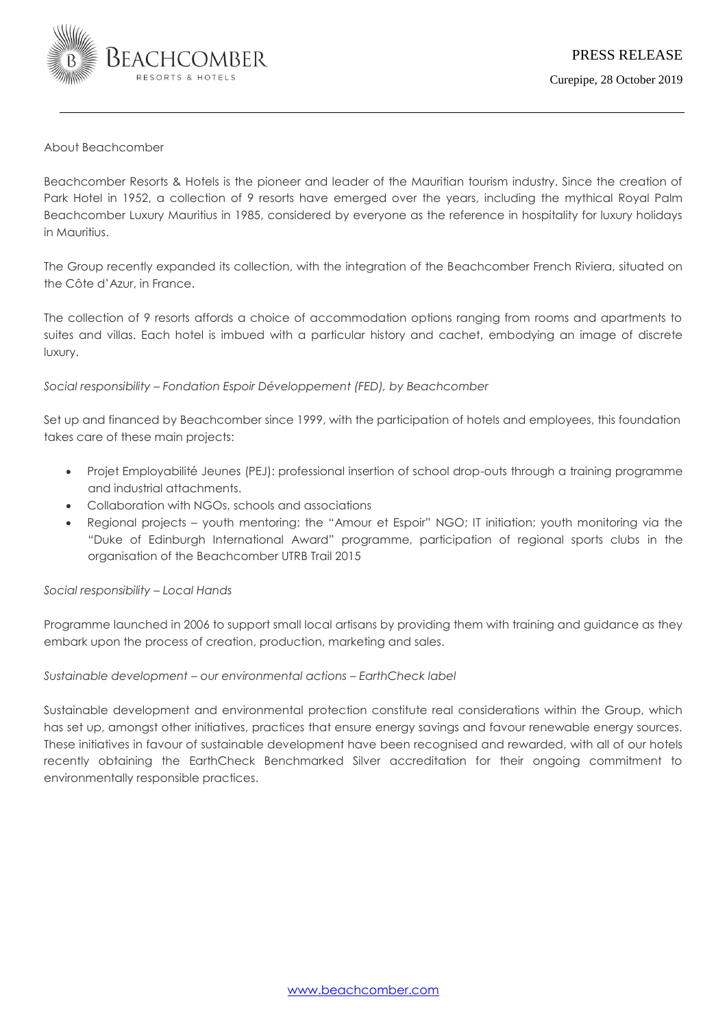PRESS RELEASE

Curepipe, 28 October 2019

About Beachcomber

Beachcomber Resorts & Hotels is the pioneer and leader of the Mauritian tourism industry. Since the creation of Park Hotel in 1952, a collection of 9 resorts have emerged over the years, including the mythical Royal Palm Beachcomber Luxury Mauritius in 1985, considered by everyone as the reference in hospitality for luxury holidays in Mauritius.

The Group recently expanded its collection, with the integration of the Beachcomber French Riviera, situated on the Côte d'Azur, in France.

The collection of 9 resorts affords a choice of accommodation options ranging from rooms and apartments to suites and villas. Each hotel is imbued with a particular history and cachet, embodying an image of discrete luxury.

*Social responsibility – Fondation Espoir Développement (FED), by Beachcomber*

Set up and financed by Beachcomber since 1999, with the participation of hotels and employees, this foundation takes care of these main projects:

- Projet Employabilité Jeunes (PEJ): professional insertion of school drop-outs through a training programme and industrial attachments.
- Collaboration with NGOs, schools and associations
- Regional projects – youth mentoring: the "Amour et Espoir" NGO; IT initiation; youth monitoring via the "Duke of Edinburgh International Award" programme, participation of regional sports clubs in the organisation of the Beachcomber UTRB Trail 2015

*Social responsibility – Local Hands*

Programme launched in 2006 to support small local artisans by providing them with training and guidance as they embark upon the process of creation, production, marketing and sales.

*Sustainable development – our environmental actions – EarthCheck label*

Sustainable development and environmental protection constitute real considerations within the Group, which has set up, amongst other initiatives, practices that ensure energy savings and favour renewable energy sources. These initiatives in favour of sustainable development have been recognised and rewarded, with all of our hotels recently obtaining the EarthCheck Benchmarked Silver accreditation for their ongoing commitment to environmentally responsible practices.

www.beachcomber.com